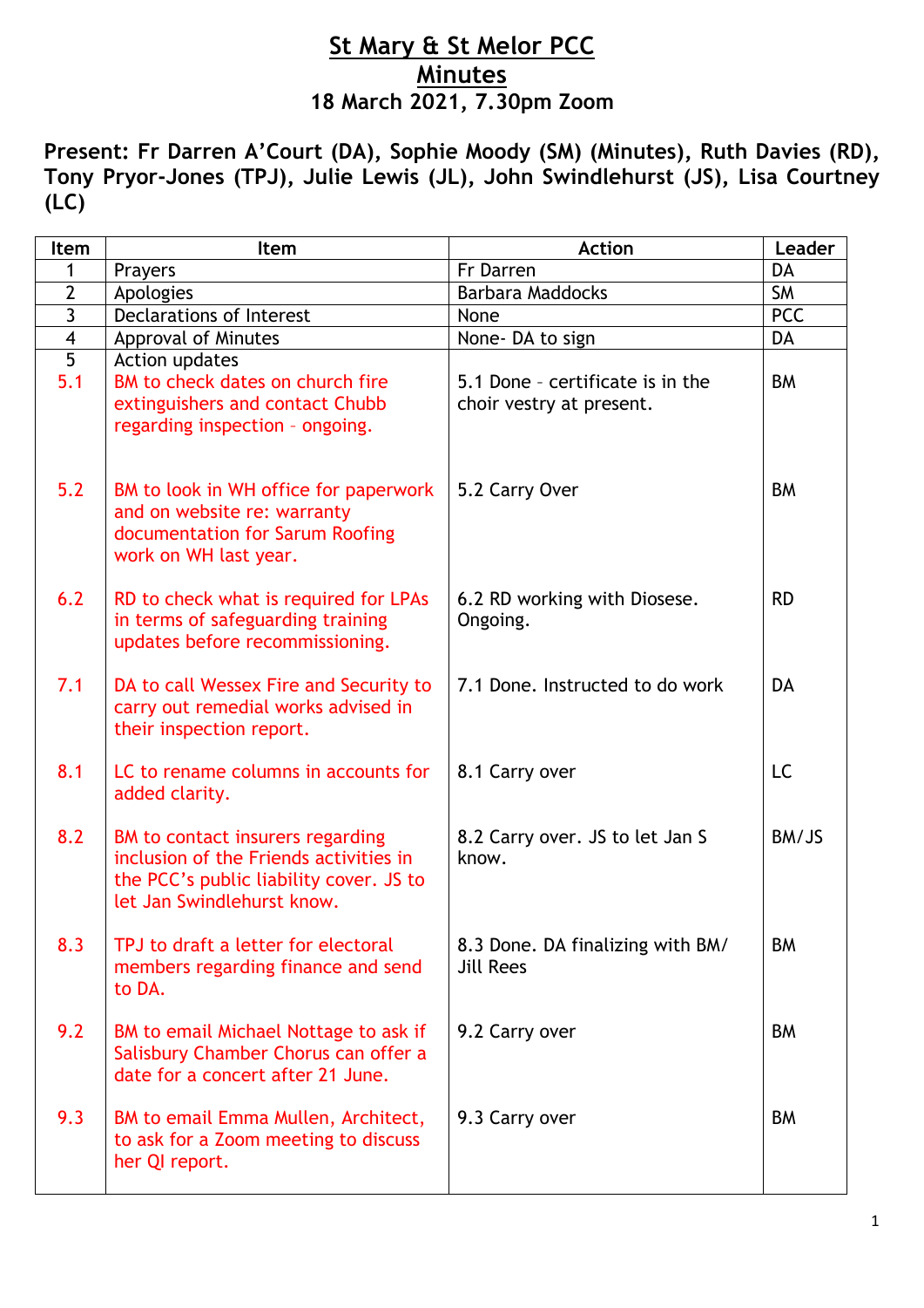# St Mary & St Melor PCC
## Minutes
### 18 March 2021, 7.30pm Zoom

**Present: Fr Darren A'Court (DA), Sophie Moody (SM) (Minutes), Ruth Davies (RD), Tony Pryor-Jones (TPJ), Julie Lewis (JL), John Swindlehurst (JS), Lisa Courtney (LC)**

| Item | Item | Action | Leader |
|---|---|---|---|
| 1 | Prayers | Fr Darren | DA |
| 2 | Apologies | Barbara Maddocks | SM |
| 3 | Declarations of Interest | None | PCC |
| 4 | Approval of Minutes | None- DA to sign | DA |
| 5 | Action updates | | |
| 5.1 | BM to check dates on church fire extinguishers and contact Chubb regarding inspection – ongoing. | 5.1 Done – certificate is in the choir vestry at present. | BM |
| 5.2 | BM to look in WH office for paperwork and on website re: warranty documentation for Sarum Roofing work on WH last year. | 5.2 Carry Over | BM |
| 6.2 | RD to check what is required for LPAs in terms of safeguarding training updates before recommissioning. | 6.2 RD working with Diosese. Ongoing. | RD |
| 7.1 | DA to call Wessex Fire and Security to carry out remedial works advised in their inspection report. | 7.1 Done. Instructed to do work | DA |
| 8.1 | LC to rename columns in accounts for added clarity. | 8.1 Carry over | LC |
| 8.2 | BM to contact insurers regarding inclusion of the Friends activities in the PCC's public liability cover. JS to let Jan Swindlehurst know. | 8.2 Carry over. JS to let Jan S know. | BM/JS |
| 8.3 | TPJ to draft a letter for electoral members regarding finance and send to DA. | 8.3 Done. DA finalizing with BM/ Jill Rees | BM |
| 9.2 | BM to email Michael Nottage to ask if Salisbury Chamber Chorus can offer a date for a concert after 21 June. | 9.2 Carry over | BM |
| 9.3 | BM to email Emma Mullen, Architect, to ask for a Zoom meeting to discuss her QI report. | 9.3 Carry over | BM |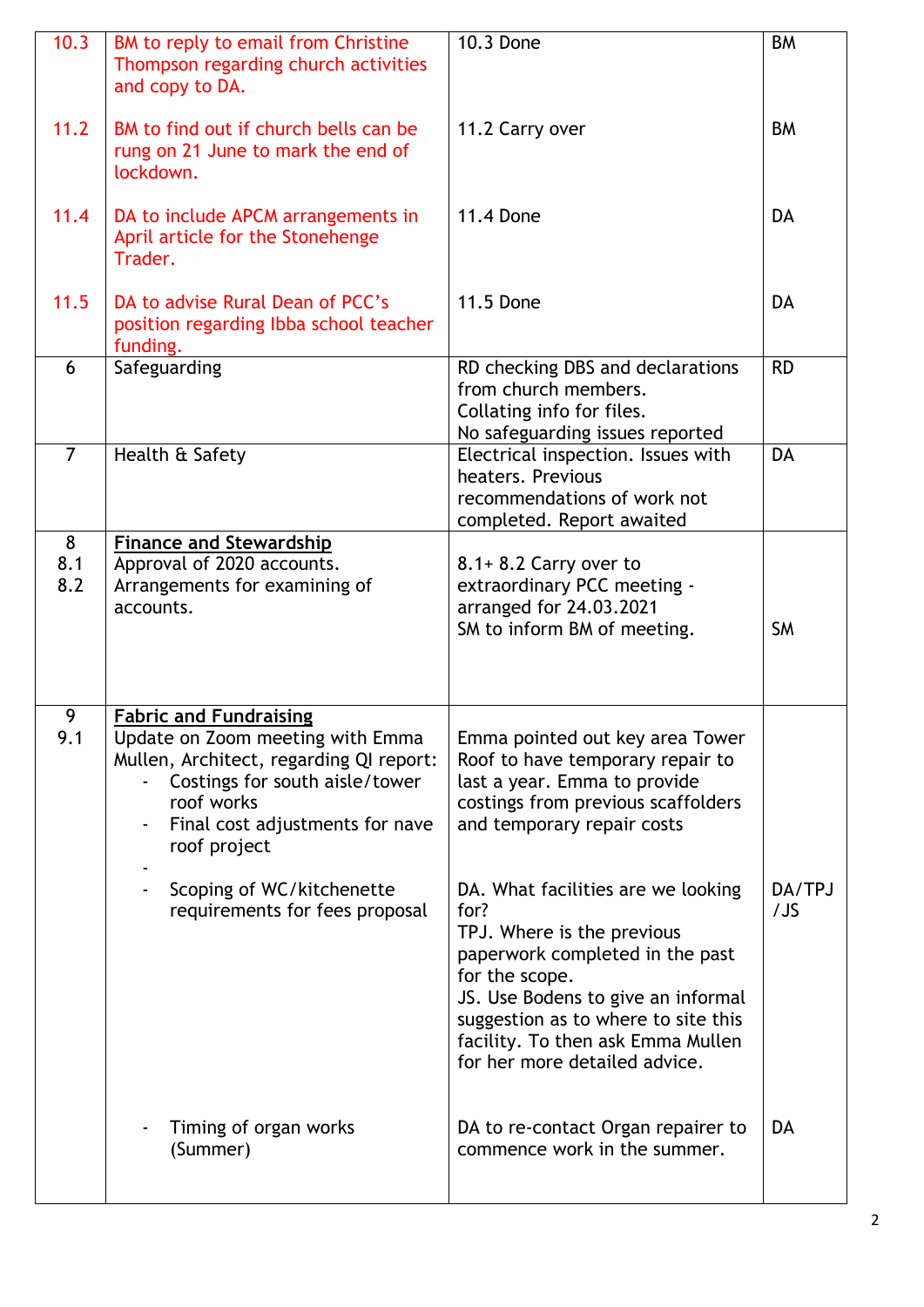| | | | |
|---|---|---|---|
| 10.3<br><br>11.2<br><br>11.4<br><br>11.5 | BM to reply to email from Christine Thompson regarding church activities and copy to DA.<br><br>BM to find out if church bells can be rung on 21 June to mark the end of lockdown.<br><br>DA to include APCM arrangements in April article for the Stonehenge Trader.<br><br>DA to advise Rural Dean of PCC's position regarding Ibba school teacher funding. | 10.3 Done<br><br>11.2 Carry over<br><br>11.4 Done<br><br>11.5 Done | BM<br><br>BM<br><br>DA<br><br>DA |
| 6 | Safeguarding | RD checking DBS and declarations from church members.<br>Collating info for files.<br>No safeguarding issues reported | RD |
| 7 | Health & Safety | Electrical inspection. Issues with heaters. Previous recommendations of work not completed. Report awaited | DA |
| 8<br>8.1<br>8.2 | **Finance and Stewardship**<br>Approval of 2020 accounts.<br>Arrangements for examining of accounts. | 8.1+ 8.2 Carry over to extraordinary PCC meeting - arranged for 24.03.2021<br>SM to inform BM of meeting. | SM |
| 9<br>9.1 | **Fabric and Fundraising**<br>Update on Zoom meeting with Emma Mullen, Architect, regarding QI report:<br>- Costings for south aisle/tower roof works<br>- Final cost adjustments for nave roof project<br>-<br>- Scoping of WC/kitchenette requirements for fees proposal<br><br>- Timing of organ works (Summer) | Emma pointed out key area Tower Roof to have temporary repair to last a year. Emma to provide costings from previous scaffolders and temporary repair costs<br><br>DA. What facilities are we looking for?<br>TPJ. Where is the previous paperwork completed in the past for the scope.<br>JS. Use Bodens to give an informal suggestion as to where to site this facility. To then ask Emma Mullen for her more detailed advice.<br><br>DA to re-contact Organ repairer to commence work in the summer. | DA/TPJ/JS<br><br>DA |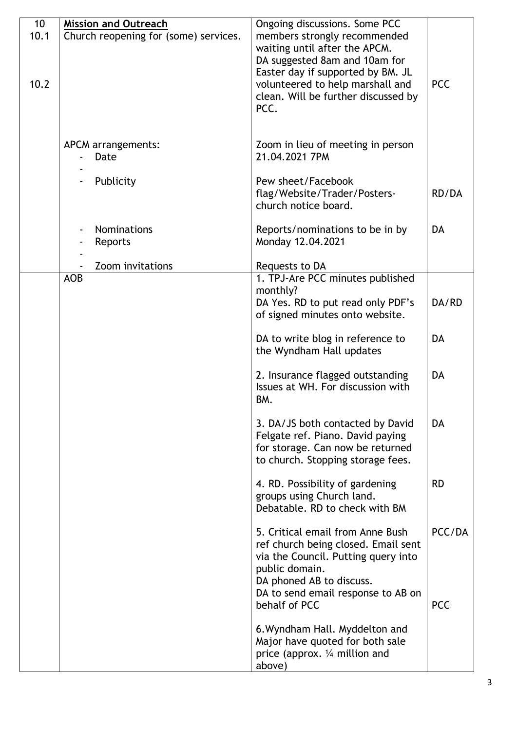| 10<br>10.1<br><br><br><br>10.2 | **Mission and Outreach**<br>Church reopening for (some) services. | Ongoing discussions. Some PCC members strongly recommended waiting until after the APCM.<br>DA suggested 8am and 10am for Easter day if supported by BM. JL volunteered to help marshall and clean. Will be further discussed by PCC. | PCC |
|---|---|---|---|
| | APCM arrangements:<br>- Date<br>-<br>- Publicity | Zoom in lieu of meeting in person<br>21.04.2021 7PM<br><br>Pew sheet/Facebook flag/Website/Trader/Posters-church notice board. | RD/DA |
| | - Nominations<br>- Reports<br>-<br>- Zoom invitations | Reports/nominations to be in by Monday 12.04.2021<br><br>Requests to DA | DA |
| | AOB | 1. TPJ-Are PCC minutes published monthly?<br>DA Yes. RD to put read only PDF's of signed minutes onto website. | DA/RD |
| | | DA to write blog in reference to the Wyndham Hall updates | DA |
| | | 2. Insurance flagged outstanding Issues at WH. For discussion with BM. | DA |
| | | 3. DA/JS both contacted by David Felgate ref. Piano. David paying for storage. Can now be returned to church. Stopping storage fees. | DA |
| | | 4. RD. Possibility of gardening groups using Church land. Debatable. RD to check with BM | RD |
| | | 5. Critical email from Anne Bush ref church being closed. Email sent via the Council. Putting query into public domain.<br>DA phoned AB to discuss.<br>DA to send email response to AB on behalf of PCC | PCC/DA<br><br><br><br>PCC |
| | | 6.Wyndham Hall. Myddelton and Major have quoted for both sale price (approx. ¼ million and above) | |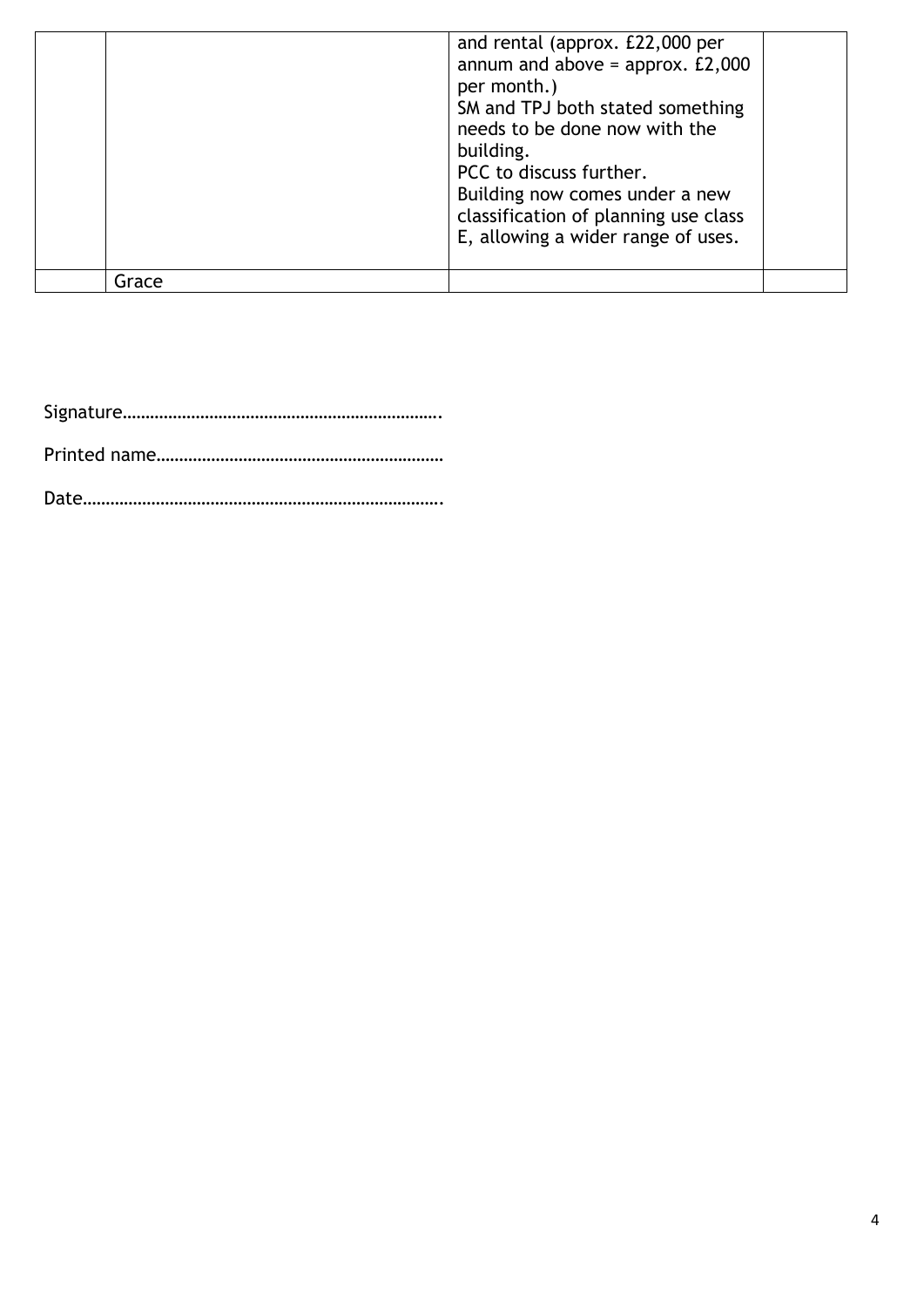| | | | |
|---|---|---|---|
| | | and rental (approx. £22,000 per annum and above = approx. £2,000 per month.)<br>SM and TPJ both stated something needs to be done now with the building.<br>PCC to discuss further.<br>Building now comes under a new classification of planning use class E, allowing a wider range of uses. | |
| | Grace | | |

Signature…………………………………………………………….

Printed name……………………………………………………

Date…………………………………………………………………….